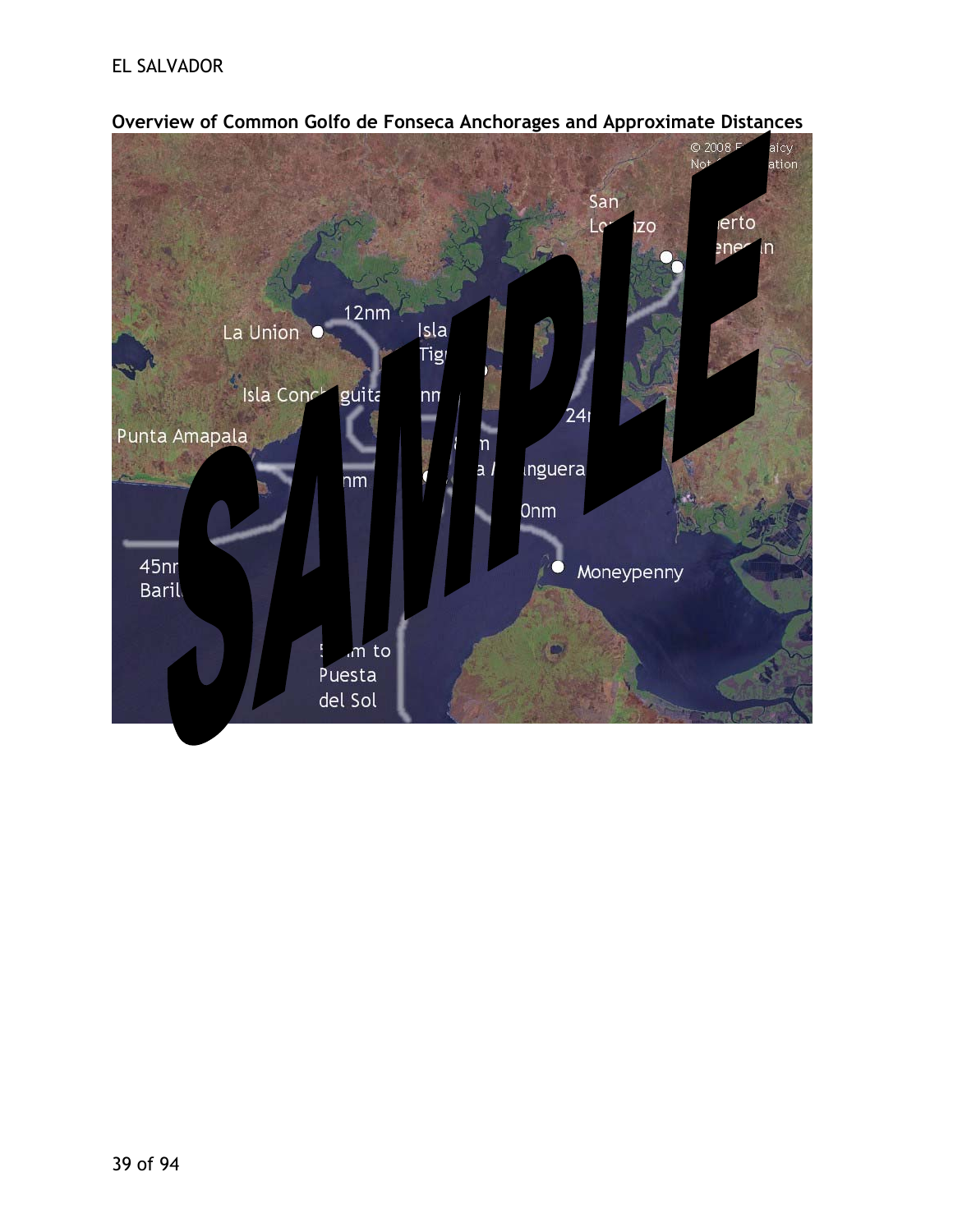**Overview of Common Golfo de Fonseca Anchorages and Approximate Distances**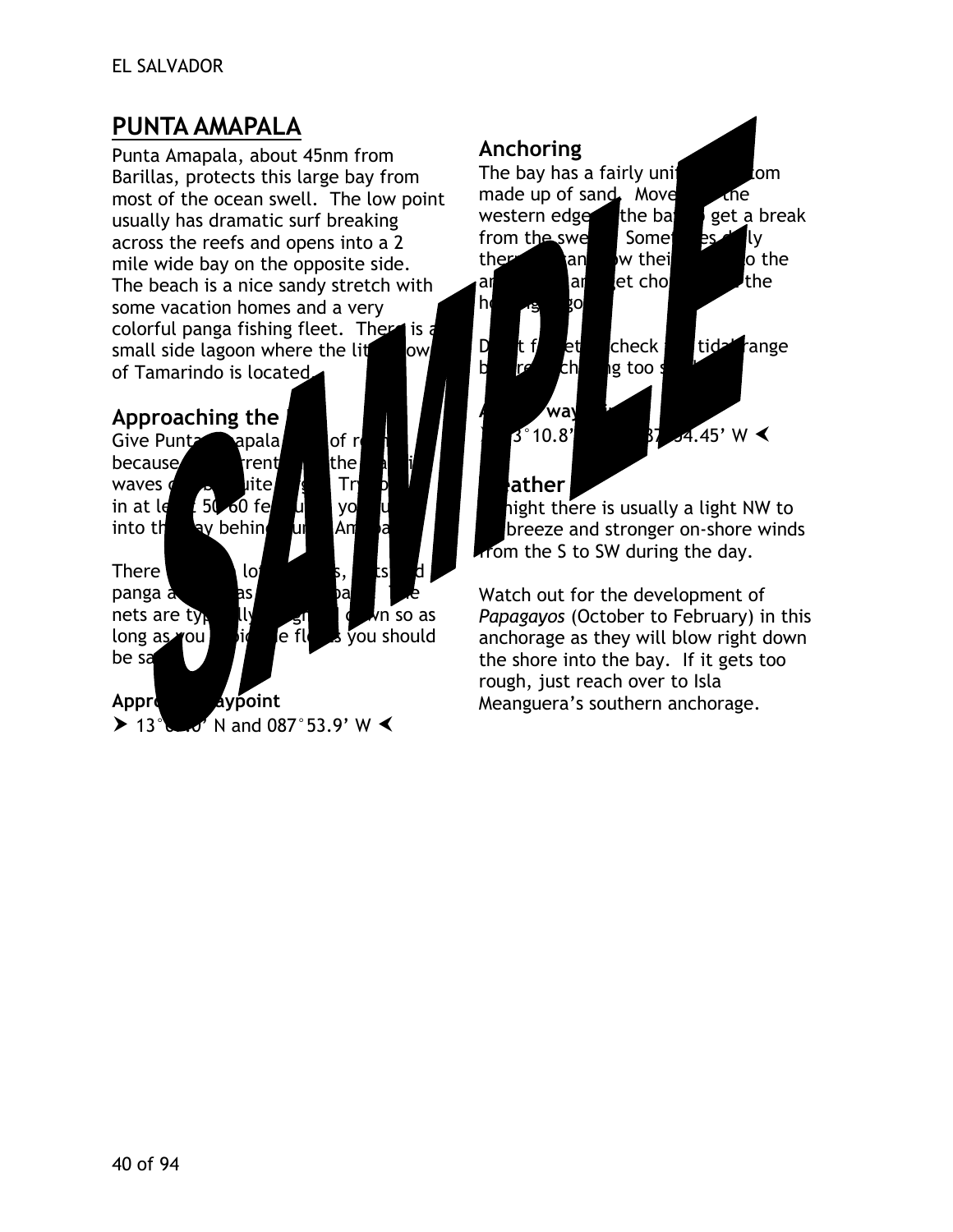# PUNTA AMAPALA

Punta Amapala, about 45nm from Barillas, protects this large bay from most of the ocean swell. The low point usually has dramatic surf breaking across the reefs and opens into a 2 mile wide bay on the opposite side. The beach is a nice sandy stretch with some vacation homes and a very colorful panga fishing fleet. There is a small side lagoon where the little town of Tamarindo is located.

## Approaching the

Give Punta apala of r because rrent the waves ite Tr in at le 50 60 fe yo into th ay behin Am

There lo s, ts d panga a as ba e nets are typ lly n so as long as you ide fl s you should be sa

**Appro aypoint**

➤ 13° 0' N and 087°53.9' W ➤

## Anchoring

The bay has a fairly uni tom made up of sand. Move the western edge the ba get a break from the swe Some es ly ther an w thei o the an a et cho the h g go

D t f et check tida range b re ch g too s

way

➤ 3°10.8' 87 54.45' W ➤

## ather

night there is usually a light NW to breeze and stronger on-shore winds from the S to SW during the day.

Watch out for the development of *Papagayos* (October to February) in this anchorage as they will blow right down the shore into the bay. If it gets too rough, just reach over to Isla Meanguera's southern anchorage.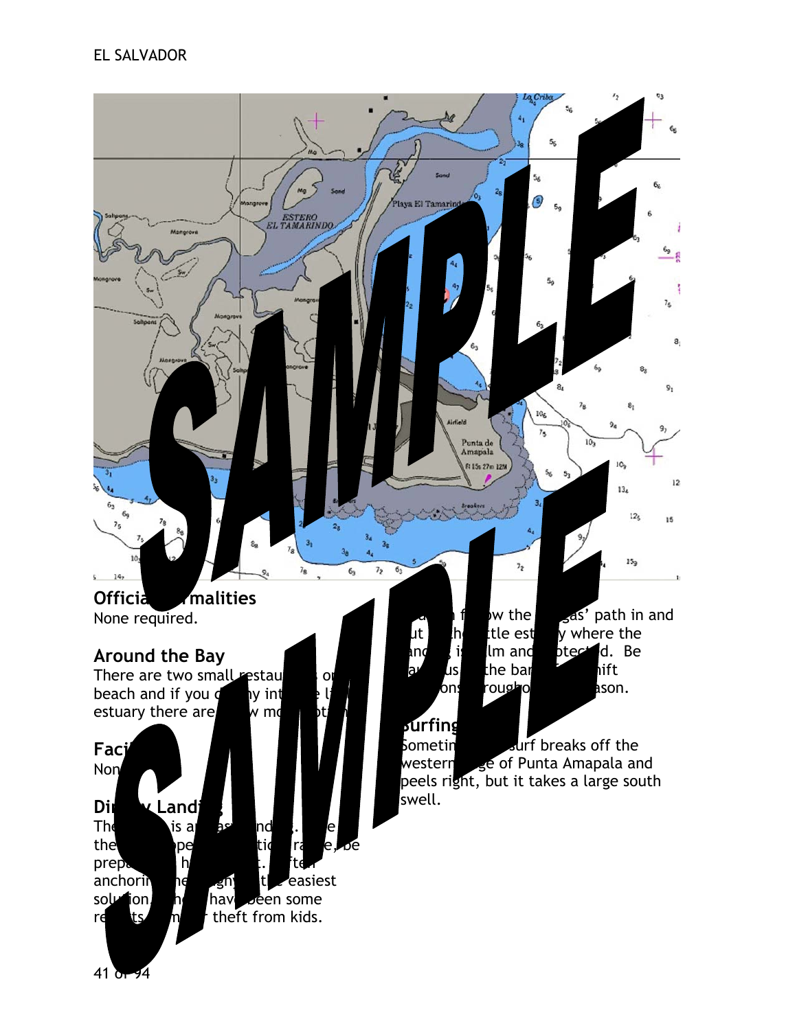## Officia rmalities

None required.

## Around the Bay

There are two small restau s o beach and if you c y int e l estuary there are w mo ot

## Faci

Non

## Di y Landi

The is a as nd . e the pe tic ra e, be prep h t. fte anchori ne ghy t e easiest solution. h have been some re ts m r theft from kids.

a f w the as' path in and ut h ttle est y where the anc i lm and otec d. Be a us the ba ift ons rougho ason.

## urfing

Sometin urf breaks off the western e of Punta Amapala and peels right, but it takes a large south swell.